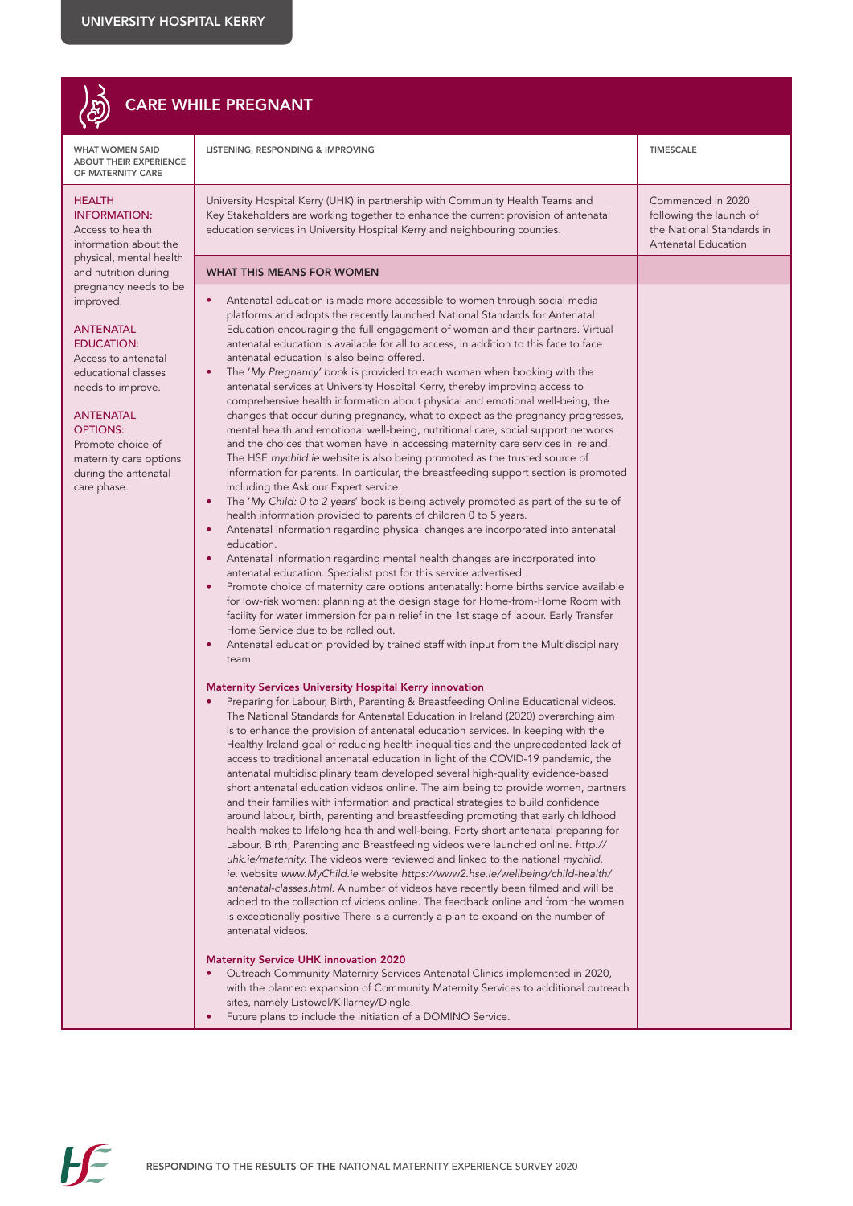# CARE WHILE PREGNANT

| WHAT WOMEN SAID ABOUT THEIR EXPERIENCE OF MATERNITY CARE | LISTENING, RESPONDING & IMPROVING | TIMESCALE |
|---|---|---|
| **HEALTH INFORMATION:** Access to health information about the physical, mental health and nutrition during pregnancy needs to be improved.<br><br>**ANTENATAL EDUCATION:** Access to antenatal educational classes needs to improve.<br><br>**ANTENATAL OPTIONS:** Promote choice of maternity care options during the antenatal care phase. | University Hospital Kerry (UHK) in partnership with Community Health Teams and Key Stakeholders are working together to enhance the current provision of antenatal education services in University Hospital Kerry and neighbouring counties. | Commenced in 2020 following the launch of the National Standards in Antenatal Education |

## WHAT THIS MEANS FOR WOMEN

- Antenatal education is made more accessible to women through social media platforms and adopts the recently launched National Standards for Antenatal Education encouraging the full engagement of women and their partners. Virtual antenatal education is available for all to access, in addition to this face to face antenatal education is also being offered.
- The '*My Pregnancy*' *book* is provided to each woman when booking with the antenatal services at University Hospital Kerry, thereby improving access to comprehensive health information about physical and emotional well-being, the changes that occur during pregnancy, what to expect as the pregnancy progresses, mental health and emotional well-being, nutritional care, social support networks and the choices that women have in accessing maternity care services in Ireland. The HSE *mychild.ie* website is also being promoted as the trusted source of information for parents. In particular, the breastfeeding support section is promoted including the Ask our Expert service.
- The '*My Child: 0 to 2 years*' book is being actively promoted as part of the suite of health information provided to parents of children 0 to 5 years.
- Antenatal information regarding physical changes are incorporated into antenatal education.
- Antenatal information regarding mental health changes are incorporated into antenatal education. Specialist post for this service advertised.
- Promote choice of maternity care options antenatally: home births service available for low-risk women: planning at the design stage for Home-from-Home Room with facility for water immersion for pain relief in the 1st stage of labour. Early Transfer Home Service due to be rolled out.
- Antenatal education provided by trained staff with input from the Multidisciplinary team.

### Maternity Services University Hospital Kerry innovation

- Preparing for Labour, Birth, Parenting & Breastfeeding Online Educational videos. The National Standards for Antenatal Education in Ireland (2020) overarching aim is to enhance the provision of antenatal education services. In keeping with the Healthy Ireland goal of reducing health inequalities and the unprecedented lack of access to traditional antenatal education in light of the COVID-19 pandemic, the antenatal multidisciplinary team developed several high-quality evidence-based short antenatal education videos online. The aim being to provide women, partners and their families with information and practical strategies to build confidence around labour, birth, parenting and breastfeeding promoting that early childhood health makes to lifelong health and well-being. Forty short antenatal preparing for Labour, Birth, Parenting and Breastfeeding videos were launched online. *http://uhk.ie/maternity.* The videos were reviewed and linked to the national *mychild.ie.* website *www.MyChild.ie* website *https://www2.hse.ie/wellbeing/child-health/antenatal-classes.html.* A number of videos have recently been filmed and will be added to the collection of videos online. The feedback online and from the women is exceptionally positive There is a currently a plan to expand on the number of antenatal videos.

### Maternity Service UHK innovation 2020

- Outreach Community Maternity Services Antenatal Clinics implemented in 2020, with the planned expansion of Community Maternity Services to additional outreach sites, namely Listowel/Killarney/Dingle.
- Future plans to include the initiation of a DOMINO Service.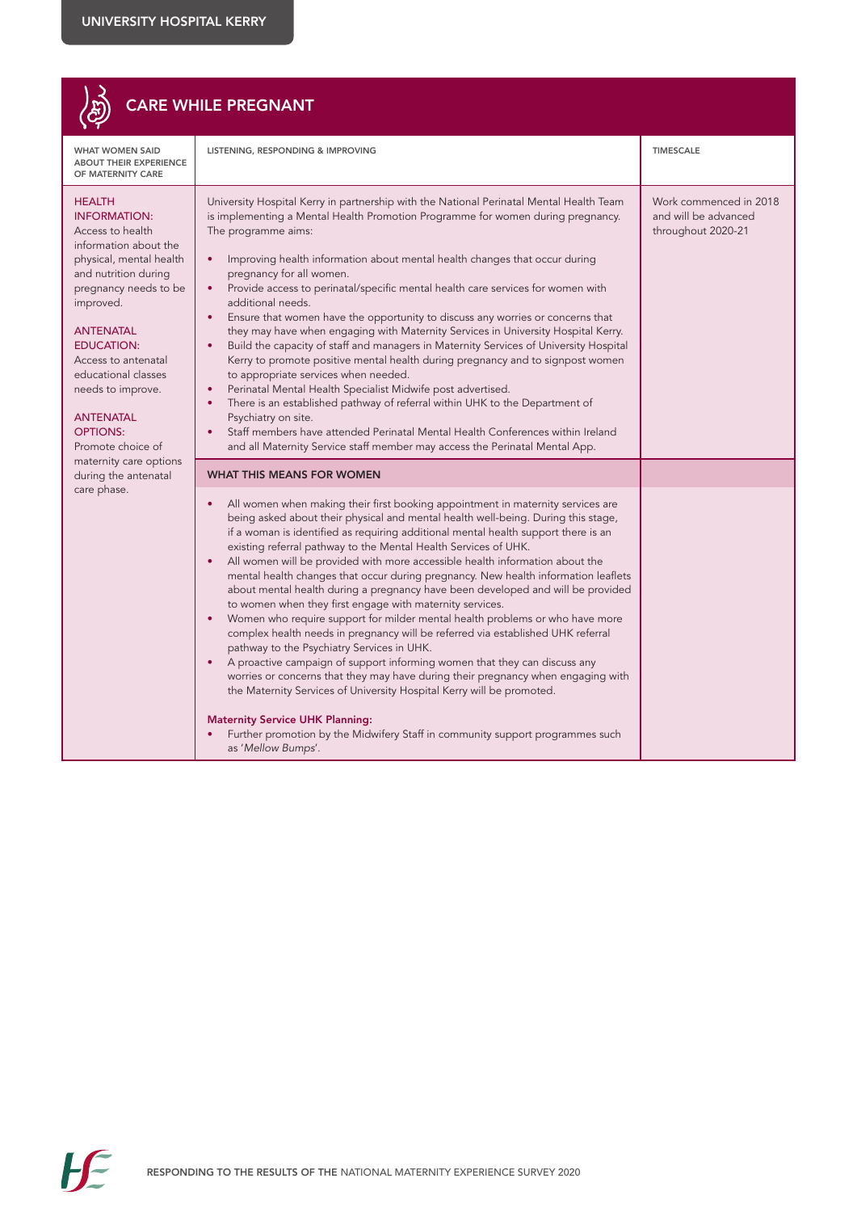## CARE WHILE PREGNANT

| WHAT WOMEN SAID ABOUT THEIR EXPERIENCE OF MATERNITY CARE | LISTENING, RESPONDING & IMPROVING | TIMESCALE |
|---|---|---|
| **HEALTH INFORMATION:** Access to health information about the physical, mental health and nutrition during pregnancy needs to be improved.<br><br>**ANTENATAL EDUCATION:** Access to antenatal educational classes needs to improve.<br><br>**ANTENATAL OPTIONS:** Promote choice of maternity care options during the antenatal care phase. | University Hospital Kerry in partnership with the National Perinatal Mental Health Team is implementing a Mental Health Promotion Programme for women during pregnancy. The programme aims:<br>• Improving health information about mental health changes that occur during pregnancy for all women.<br>• Provide access to perinatal/specific mental health care services for women with additional needs.<br>• Ensure that women have the opportunity to discuss any worries or concerns that they may have when engaging with Maternity Services in University Hospital Kerry.<br>• Build the capacity of staff and managers in Maternity Services of University Hospital Kerry to promote positive mental health during pregnancy and to signpost women to appropriate services when needed.<br>• Perinatal Mental Health Specialist Midwife post advertised.<br>• There is an established pathway of referral within UHK to the Department of Psychiatry on site.<br>• Staff members have attended Perinatal Mental Health Conferences within Ireland and all Maternity Service staff member may access the Perinatal Mental App. | Work commenced in 2018 and will be advanced throughout 2020-21 |
| | **WHAT THIS MEANS FOR WOMEN** | |
| | • All women when making their first booking appointment in maternity services are being asked about their physical and mental health well-being. During this stage, if a woman is identified as requiring additional mental health support there is an existing referral pathway to the Mental Health Services of UHK.<br>• All women will be provided with more accessible health information about the mental health changes that occur during pregnancy. New health information leaflets about mental health during a pregnancy have been developed and will be provided to women when they first engage with maternity services.<br>• Women who require support for milder mental health problems or who have more complex health needs in pregnancy will be referred via established UHK referral pathway to the Psychiatry Services in UHK.<br>• A proactive campaign of support informing women that they can discuss any worries or concerns that they may have during their pregnancy when engaging with the Maternity Services of University Hospital Kerry will be promoted.<br><br>**Maternity Service UHK Planning:**<br>• Further promotion by the Midwifery Staff in community support programmes such as '*Mellow Bumps*'. | |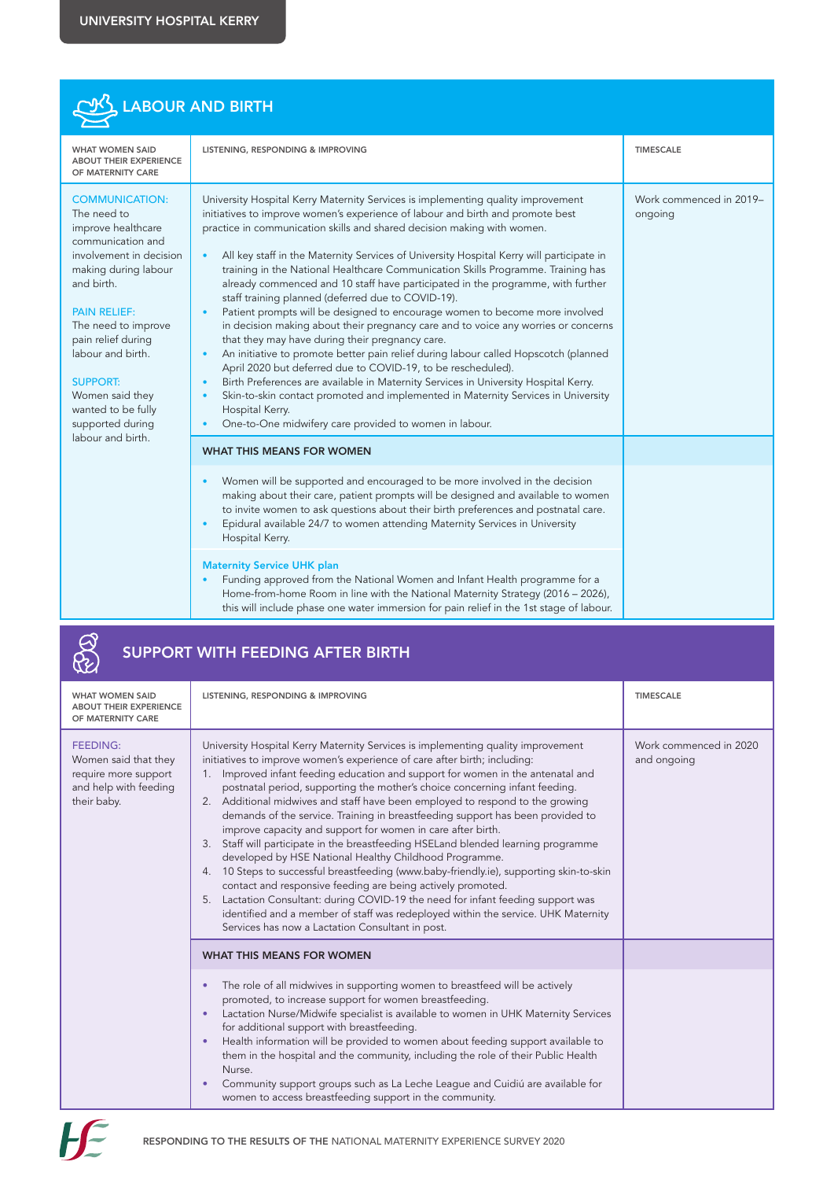UNIVERSITY HOSPITAL KERRY

## LABOUR AND BIRTH

| WHAT WOMEN SAID ABOUT THEIR EXPERIENCE OF MATERNITY CARE | LISTENING, RESPONDING & IMPROVING | TIMESCALE |
|---|---|---|
| **COMMUNICATION:** The need to improve healthcare communication and involvement in decision making during labour and birth.<br><br>**PAIN RELIEF:** The need to improve pain relief during labour and birth.<br><br>**SUPPORT:** Women said they wanted to be fully supported during labour and birth. | University Hospital Kerry Maternity Services is implementing quality improvement initiatives to improve women's experience of labour and birth and promote best practice in communication skills and shared decision making with women.<br><br>• All key staff in the Maternity Services of University Hospital Kerry will participate in training in the National Healthcare Communication Skills Programme. Training has already commenced and 10 staff have participated in the programme, with further staff training planned (deferred due to COVID-19).<br>• Patient prompts will be designed to encourage women to become more involved in decision making about their pregnancy care and to voice any worries or concerns that they may have during their pregnancy care.<br>• An initiative to promote better pain relief during labour called Hopscotch (planned April 2020 but deferred due to COVID-19, to be rescheduled).<br>• Birth Preferences are available in Maternity Services in University Hospital Kerry.<br>• Skin-to-skin contact promoted and implemented in Maternity Services in University Hospital Kerry.<br>• One-to-One midwifery care provided to women in labour. | Work commenced in 2019–ongoing |
| | **WHAT THIS MEANS FOR WOMEN** | |
| | • Women will be supported and encouraged to be more involved in the decision making about their care, patient prompts will be designed and available to women to invite women to ask questions about their birth preferences and postnatal care.<br>• Epidural available 24/7 to women attending Maternity Services in University Hospital Kerry.<br><br>**Maternity Service UHK plan**<br>• Funding approved from the National Women and Infant Health programme for a Home-from-home Room in line with the National Maternity Strategy (2016 – 2026), this will include phase one water immersion for pain relief in the 1st stage of labour. | |

## SUPPORT WITH FEEDING AFTER BIRTH

| WHAT WOMEN SAID ABOUT THEIR EXPERIENCE OF MATERNITY CARE | LISTENING, RESPONDING & IMPROVING | TIMESCALE |
|---|---|---|
| **FEEDING:** Women said that they require more support and help feeding their baby. | University Hospital Kerry Maternity Services is implementing quality improvement initiatives to improve women's experience of care after birth; including:<br>1. Improved infant feeding education and support for women in the antenatal and postnatal period, supporting the mother's choice concerning infant feeding.<br>2. Additional midwives and staff have been employed to respond to the growing demands of the service. Training in breastfeeding support has been provided to improve capacity and support for women in care after birth.<br>3. Staff will participate in the breastfeeding HSELand blended learning programme developed by HSE National Healthy Childhood Programme.<br>4. 10 Steps to successful breastfeeding (www.baby-friendly.ie), supporting skin-to-skin contact and responsive feeding are being actively promoted.<br>5. Lactation Consultant: during COVID-19 the need for infant feeding support was identified and a member of staff was redeployed within the service. UHK Maternity Services has now a Lactation Consultant in post. | Work commenced in 2020 and ongoing |
| | **WHAT THIS MEANS FOR WOMEN** | |
| | • The role of all midwives in supporting women to breastfeed will be actively promoted, to increase support for women breastfeeding.<br>• Lactation Nurse/Midwife specialist is available to women in UHK Maternity Services for additional support with breastfeeding.<br>• Health information will be provided to women about feeding support available to them in the hospital and the community, including the role of their Public Health Nurse.<br>• Community support groups such as La Leche League and Cuidiú are available for women to access breastfeeding support in the community. | |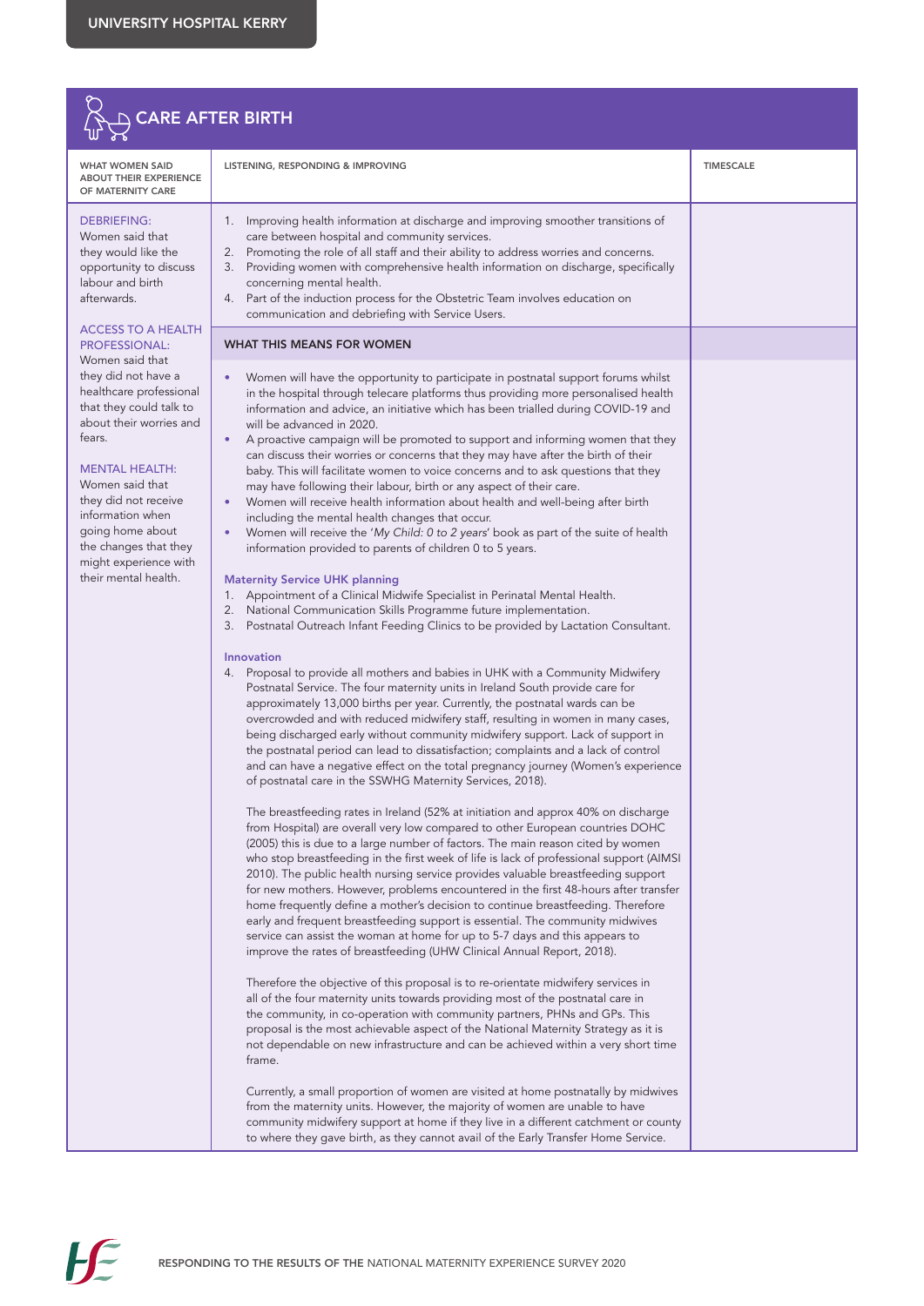## CARE AFTER BIRTH

| WHAT WOMEN SAID ABOUT THEIR EXPERIENCE OF MATERNITY CARE | LISTENING, RESPONDING & IMPROVING | TIMESCALE |
|---|---|---|
| **DEBRIEFING:** Women said that they would like the opportunity to discuss labour and birth afterwards.<br><br>**ACCESS TO A HEALTH PROFESSIONAL:** Women said that they did not have a healthcare professional that they could talk to about their worries and fears.<br><br>**MENTAL HEALTH:** Women said that they did not receive information when going home about the changes that they might experience with their mental health. | 1. Improving health information at discharge and improving smoother transitions of care between hospital and community services.<br>2. Promoting the role of all staff and their ability to address worries and concerns.<br>3. Providing women with comprehensive health information on discharge, specifically concerning mental health.<br>4. Part of the induction process for the Obstetric Team involves education on communication and debriefing with Service Users.<br><br>**WHAT THIS MEANS FOR WOMEN**<br><br>• Women will have the opportunity to participate in postnatal support forums whilst in the hospital through telecare platforms thus providing more personalised health information and advice, an initiative which has been trialled during COVID-19 and will be advanced in 2020.<br>• A proactive campaign will be promoted to support and informing women that they can discuss their worries or concerns that they may have after the birth of their baby. This will facilitate women to voice concerns and to ask questions that they may have following their labour, birth or any aspect of their care.<br>• Women will receive health information about health and well-being after birth including the mental health changes that occur.<br>• Women will receive the '*My Child: 0 to 2 years*' book as part of the suite of health information provided to parents of children 0 to 5 years.<br><br>**Maternity Service UHK planning**<br>1. Appointment of a Clinical Midwife Specialist in Perinatal Mental Health.<br>2. National Communication Skills Programme future implementation.<br>3. Postnatal Outreach Infant Feeding Clinics to be provided by Lactation Consultant.<br><br>**Innovation**<br>4. Proposal to provide all mothers and babies in UHK with a Community Midwifery Postnatal Service. The four maternity units in Ireland South provide care for approximately 13,000 births per year. Currently, the postnatal wards can be overcrowded and with reduced midwifery staff, resulting in women in many cases, being discharged early without community midwifery support. Lack of support in the postnatal period can lead to dissatisfaction; complaints and a lack of control and can have a negative effect on the total pregnancy journey (Women's experience of postnatal care in the SSWHG Maternity Services, 2018).<br><br>The breastfeeding rates in Ireland (52% at initiation and approx 40% on discharge from Hospital) are overall very low compared to other European countries DOHC (2005) this is due to a large number of factors. The main reason cited by women who stop breastfeeding in the first week of life is lack of professional support (AIMSI 2010). The public health nursing service provides valuable breastfeeding support for new mothers. However, problems encountered in the first 48-hours after transfer home frequently define a mother's decision to continue breastfeeding. Therefore early and frequent breastfeeding support is essential. The community midwives service can assist the woman at home for up to 5-7 days and this appears to improve the rates of breastfeeding (UHW Clinical Annual Report, 2018).<br><br>Therefore the objective of this proposal is to re-orientate midwifery services in all of the four maternity units towards providing most of the postnatal care in the community, in co-operation with community partners, PHNs and GPs. This proposal is the most achievable aspect of the National Maternity Strategy as it is not dependable on new infrastructure and can be achieved within a very short time frame.<br><br>Currently, a small proportion of women are visited at home postnatally by midwives from the maternity units. However, the majority of women are unable to have community midwifery support at home if they live in a different catchment or county to where they gave birth, as they cannot avail of the Early Transfer Home Service. | |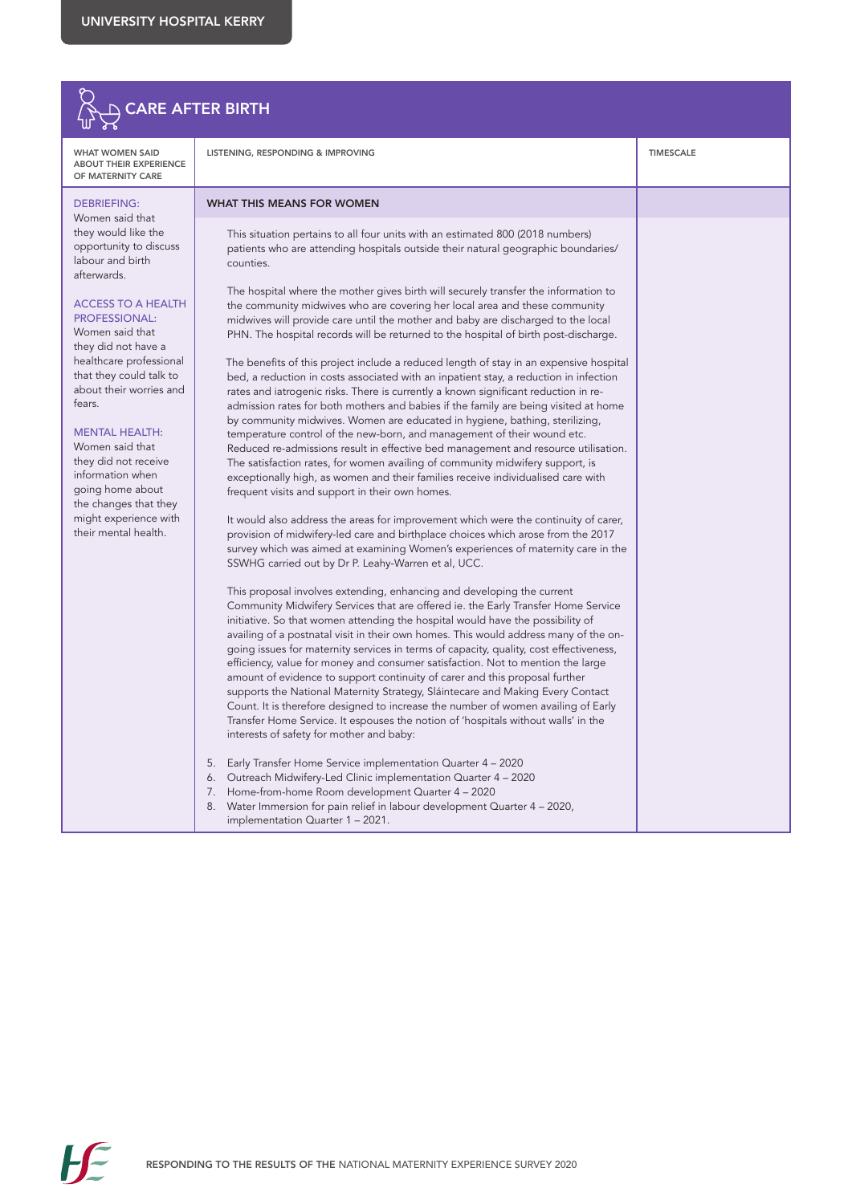## CARE AFTER BIRTH

| WHAT WOMEN SAID ABOUT THEIR EXPERIENCE OF MATERNITY CARE | LISTENING, RESPONDING & IMPROVING | TIMESCALE |
|---|---|---|
| **DEBRIEFING:** Women said that they would like the opportunity to discuss labour and birth afterwards.<br><br>**ACCESS TO A HEALTH PROFESSIONAL:** Women said that they did not have a healthcare professional that they could talk to about their worries and fears.<br><br>**MENTAL HEALTH:** Women said that they did not receive information when going home about the changes that they might experience with their mental health. | **WHAT THIS MEANS FOR WOMEN**<br><br>This situation pertains to all four units with an estimated 800 (2018 numbers) patients who are attending hospitals outside their natural geographic boundaries/ counties.<br><br>The hospital where the mother gives birth will securely transfer the information to the community midwives who are covering her local area and these community midwives will provide care until the mother and baby are discharged to the local PHN. The hospital records will be returned to the hospital of birth post-discharge.<br><br>The benefits of this project include a reduced length of stay in an expensive hospital bed, a reduction in costs associated with an inpatient stay, a reduction in infection rates and iatrogenic risks. There is currently a known significant reduction in re-admission rates for both mothers and babies if the family are being visited at home by community midwives. Women are educated in hygiene, bathing, sterilizing, temperature control of the new-born, and management of their wound etc. Reduced re-admissions result in effective bed management and resource utilisation. The satisfaction rates, for women availing of community midwifery support, is exceptionally high, as women and their families receive individualised care with frequent visits and support in their own homes.<br><br>It would also address the areas for improvement which were the continuity of carer, provision of midwifery-led care and birthplace choices which arose from the 2017 survey which was aimed at examining Women's experiences of maternity care in the SSWHG carried out by Dr P. Leahy-Warren et al, UCC.<br><br>This proposal involves extending, enhancing and developing the current Community Midwifery Services that are offered ie. the Early Transfer Home Service initiative. So that women attending the hospital would have the possibility of availing of a postnatal visit in their own homes. This would address many of the on-going issues for maternity services in terms of capacity, quality, cost effectiveness, efficiency, value for money and consumer satisfaction. Not to mention the large amount of evidence to support continuity of carer and this proposal further supports the National Maternity Strategy, Sláintecare and Making Every Contact Count. It is therefore designed to increase the number of women availing of Early Transfer Home Service. It espouses the notion of 'hospitals without walls' in the interests of safety for mother and baby:<br><br>5. Early Transfer Home Service implementation Quarter 4 – 2020<br>6. Outreach Midwifery-Led Clinic implementation Quarter 4 – 2020<br>7. Home-from-home Room development Quarter 4 – 2020<br>8. Water Immersion for pain relief in labour development Quarter 4 – 2020, implementation Quarter 1 – 2021. | |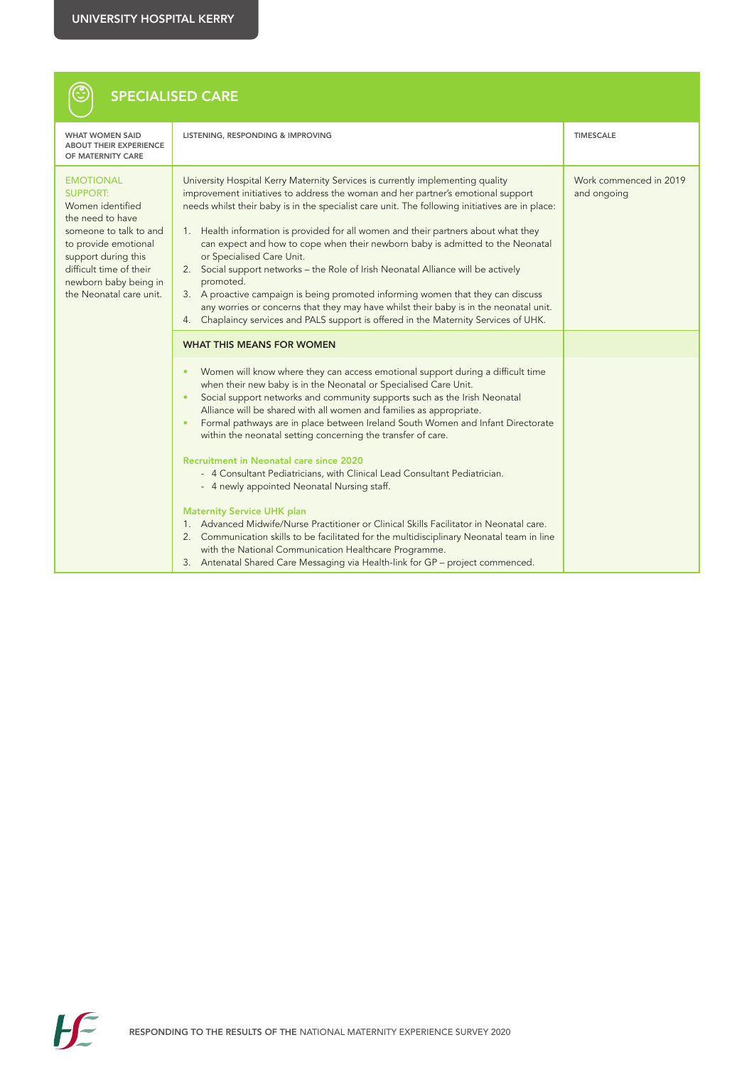## SPECIALISED CARE

| WHAT WOMEN SAID ABOUT THEIR EXPERIENCE OF MATERNITY CARE | LISTENING, RESPONDING & IMPROVING | TIMESCALE |
|---|---|---|
| EMOTIONAL SUPPORT: Women identified the need to have someone to talk to and to provide emotional support during this difficult time of their newborn baby being in the Neonatal care unit. | University Hospital Kerry Maternity Services is currently implementing quality improvement initiatives to address the woman and her partner's emotional support needs whilst their baby is in the specialist care unit. The following initiatives are in place:<br><br>1. Health information is provided for all women and their partners about what they can expect and how to cope when their newborn baby is admitted to the Neonatal or Specialised Care Unit.<br>2. Social support networks – the Role of Irish Neonatal Alliance will be actively promoted.<br>3. A proactive campaign is being promoted informing women that they can discuss any worries or concerns that they may have whilst their baby is in the neonatal unit.<br>4. Chaplaincy services and PALS support is offered in the Maternity Services of UHK. | Work commenced in 2019 and ongoing |
| | **WHAT THIS MEANS FOR WOMEN** | |
| | • Women will know where they can access emotional support during a difficult time when their new baby is in the Neonatal or Specialised Care Unit.<br>• Social support networks and community supports such as the Irish Neonatal Alliance will be shared with all women and families as appropriate.<br>• Formal pathways are in place between Ireland South Women and Infant Directorate within the neonatal setting concerning the transfer of care.<br><br>**Recruitment in Neonatal care since 2020**<br>- 4 Consultant Pediatricians, with Clinical Lead Consultant Pediatrician.<br>- 4 newly appointed Neonatal Nursing staff.<br><br>**Maternity Service UHK plan**<br>1. Advanced Midwife/Nurse Practitioner or Clinical Skills Facilitator in Neonatal care.<br>2. Communication skills to be facilitated for the multidisciplinary Neonatal team in line with the National Communication Healthcare Programme.<br>3. Antenatal Shared Care Messaging via Health-link for GP – project commenced. | |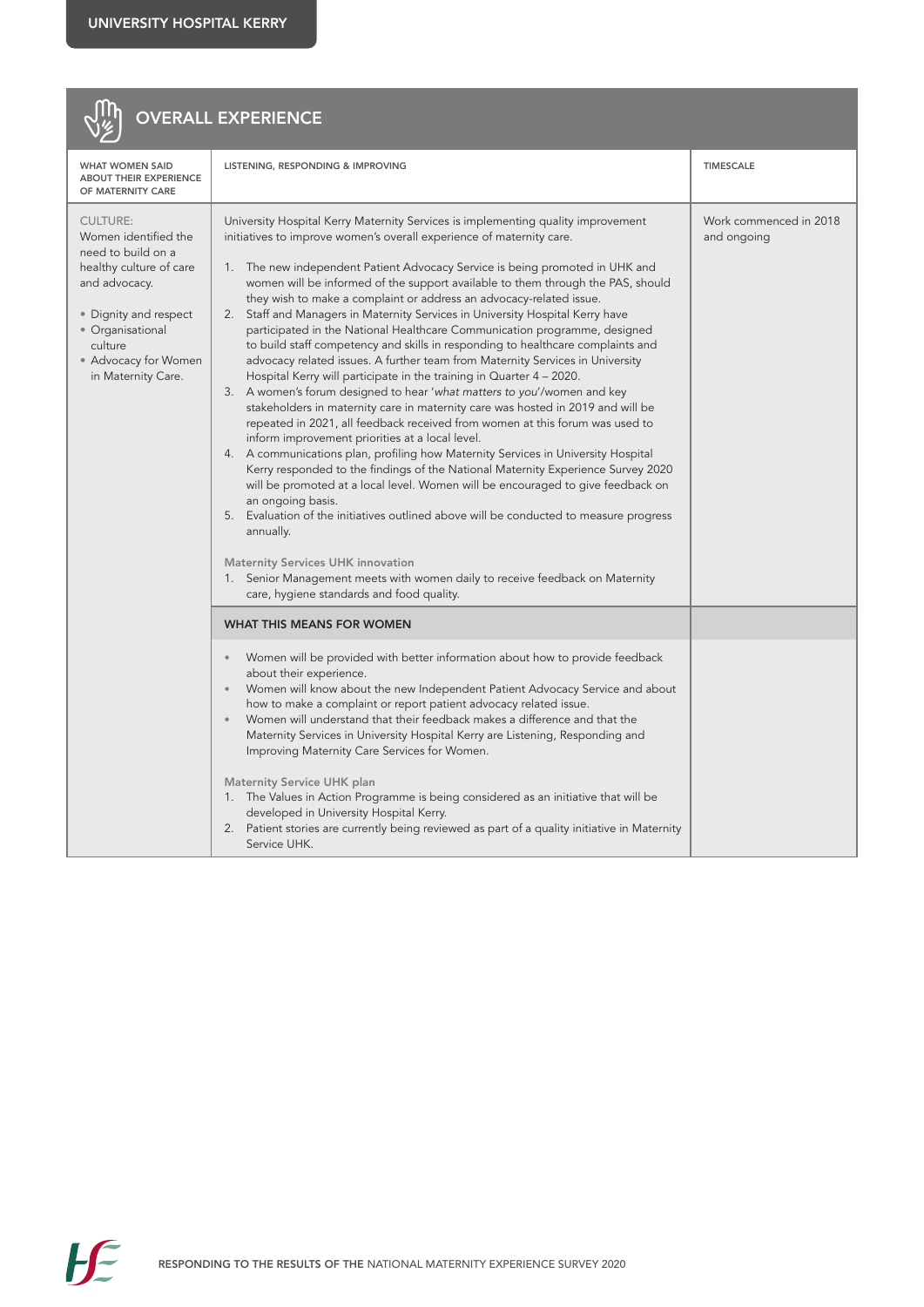## OVERALL EXPERIENCE

| WHAT WOMEN SAID ABOUT THEIR EXPERIENCE OF MATERNITY CARE | LISTENING, RESPONDING & IMPROVING | TIMESCALE |
|---|---|---|
| CULTURE: Women identified the need to build on a healthy culture of care and advocacy.<br><br>• Dignity and respect<br>• Organisational culture<br>• Advocacy for Women in Maternity Care. | University Hospital Kerry Maternity Services is implementing quality improvement initiatives to improve women's overall experience of maternity care.<br><br>1. The new independent Patient Advocacy Service is being promoted in UHK and women will be informed of the support available to them through the PAS, should they wish to make a complaint or address an advocacy-related issue.<br>2. Staff and Managers in Maternity Services in University Hospital Kerry have participated in the National Healthcare Communication programme, designed to build staff competency and skills in responding to healthcare complaints and advocacy related issues. A further team from Maternity Services in University Hospital Kerry will participate in the training in Quarter 4 – 2020.<br>3. A women's forum designed to hear '*what matters to you*'/women and key stakeholders in maternity care in maternity care was hosted in 2019 and will be repeated in 2021, all feedback received from women at this forum was used to inform improvement priorities at a local level.<br>4. A communications plan, profiling how Maternity Services in University Hospital Kerry responded to the findings of the National Maternity Experience Survey 2020 will be promoted at a local level. Women will be encouraged to give feedback on an ongoing basis.<br>5. Evaluation of the initiatives outlined above will be conducted to measure progress annually.<br><br>**Maternity Services UHK innovation**<br>1. Senior Management meets with women daily to receive feedback on Maternity care, hygiene standards and food quality. | Work commenced in 2018 and ongoing |
| | **WHAT THIS MEANS FOR WOMEN** | |
| | • Women will be provided with better information about how to provide feedback about their experience.<br>• Women will know about the new Independent Patient Advocacy Service and about how to make a complaint or report patient advocacy related issue.<br>• Women will understand that their feedback makes a difference and that the Maternity Services in University Hospital Kerry are Listening, Responding and Improving Maternity Care Services for Women.<br><br>**Maternity Service UHK plan**<br>1. The Values in Action Programme is being considered as an initiative that will be developed in University Hospital Kerry.<br>2. Patient stories are currently being reviewed as part of a quality initiative in Maternity Service UHK. | |